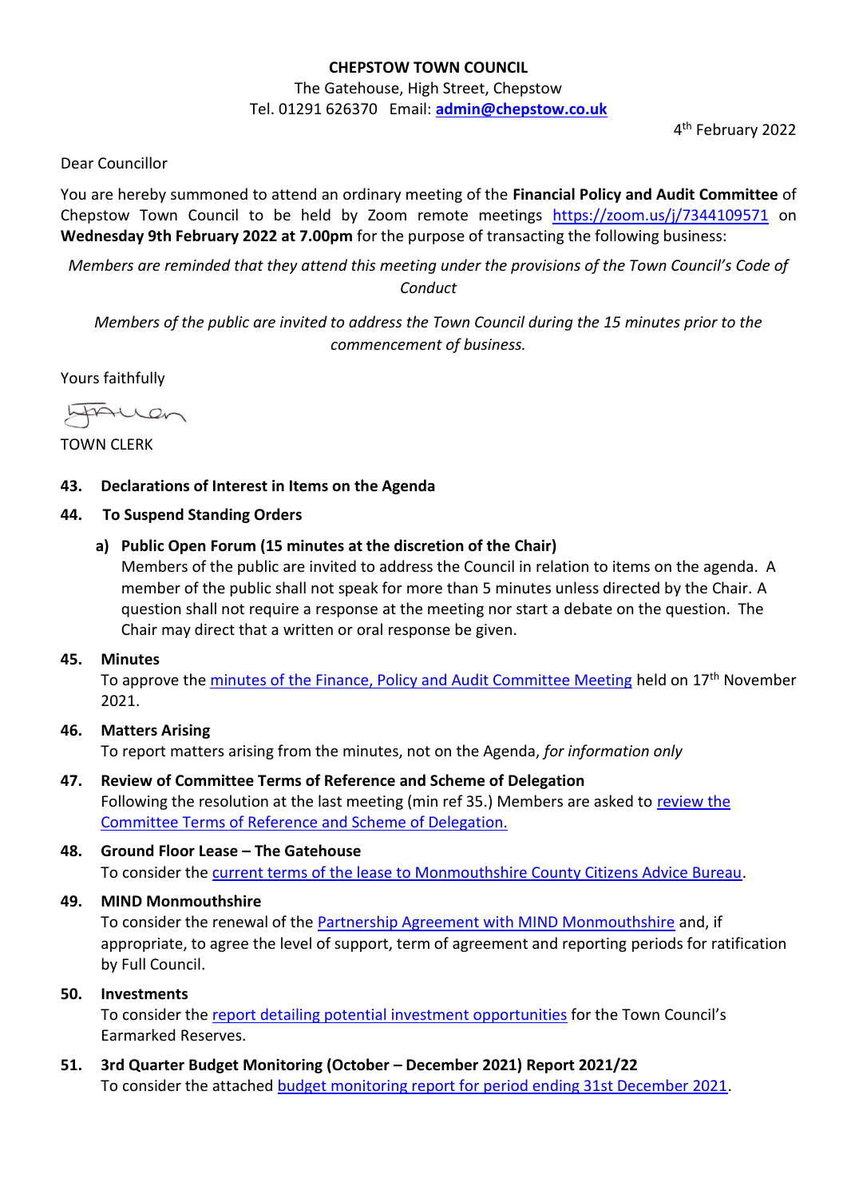**CHEPSTOW TOWN COUNCIL**

The Gatehouse, High Street, Chepstow

Tel. 01291 626370 Email: **admin@chepstow.co.uk**

4th February 2022

Dear Councillor

You are hereby summoned to attend an ordinary meeting of the **Financial Policy and Audit Committee** of Chepstow Town Council to be held by Zoom remote meetings https://zoom.us/j/7344109571 on **Wednesday 9th February 2022 at 7.00pm** for the purpose of transacting the following business:

*Members are reminded that they attend this meeting under the provisions of the Town Council's Code of Conduct*

*Members of the public are invited to address the Town Council during the 15 minutes prior to the commencement of business.*

Yours faithfully

TOWN CLERK

**43. Declarations of Interest in Items on the Agenda**

**44. To Suspend Standing Orders**

**a) Public Open Forum (15 minutes at the discretion of the Chair)**

Members of the public are invited to address the Council in relation to items on the agenda. A member of the public shall not speak for more than 5 minutes unless directed by the Chair. A question shall not require a response at the meeting nor start a debate on the question. The Chair may direct that a written or oral response be given.

**45. Minutes**

To approve the minutes of the Finance, Policy and Audit Committee Meeting held on 17th November 2021.

**46. Matters Arising**

To report matters arising from the minutes, not on the Agenda, *for information only*

**47. Review of Committee Terms of Reference and Scheme of Delegation**

Following the resolution at the last meeting (min ref 35.) Members are asked to review the Committee Terms of Reference and Scheme of Delegation.

**48. Ground Floor Lease – The Gatehouse**

To consider the current terms of the lease to Monmouthshire County Citizens Advice Bureau.

**49. MIND Monmouthshire**

To consider the renewal of the Partnership Agreement with MIND Monmouthshire and, if appropriate, to agree the level of support, term of agreement and reporting periods for ratification by Full Council.

**50. Investments**

To consider the report detailing potential investment opportunities for the Town Council's Earmarked Reserves.

**51. 3rd Quarter Budget Monitoring (October – December 2021) Report 2021/22**

To consider the attached budget monitoring report for period ending 31st December 2021.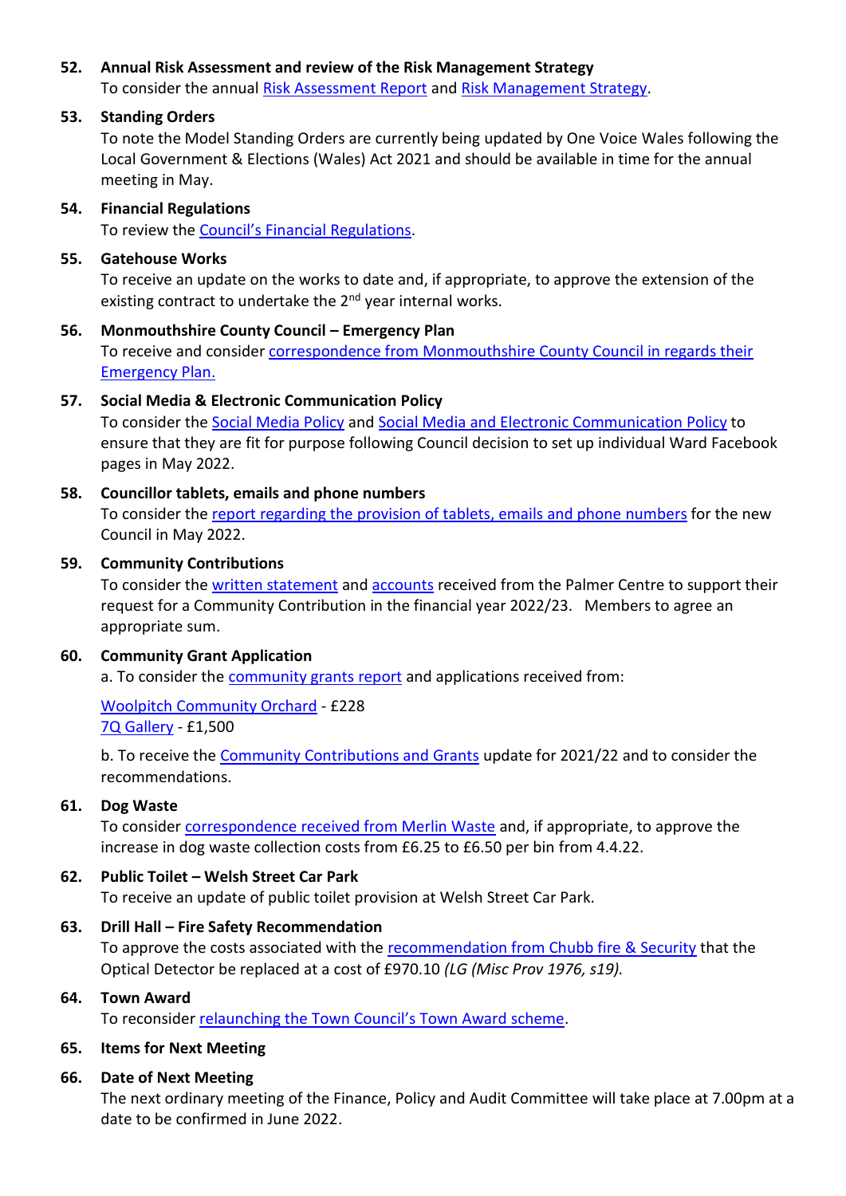**52. Annual Risk Assessment and review of the Risk Management Strategy**

To consider the annual Risk Assessment Report and Risk Management Strategy.

**53. Standing Orders**

To note the Model Standing Orders are currently being updated by One Voice Wales following the Local Government & Elections (Wales) Act 2021 and should be available in time for the annual meeting in May.

**54. Financial Regulations**

To review the Council's Financial Regulations.

**55. Gatehouse Works**

To receive an update on the works to date and, if appropriate, to approve the extension of the existing contract to undertake the 2nd year internal works.

**56. Monmouthshire County Council – Emergency Plan**

To receive and consider correspondence from Monmouthshire County Council in regards their Emergency Plan.

**57. Social Media & Electronic Communication Policy**

To consider the Social Media Policy and Social Media and Electronic Communication Policy to ensure that they are fit for purpose following Council decision to set up individual Ward Facebook pages in May 2022.

**58. Councillor tablets, emails and phone numbers**

To consider the report regarding the provision of tablets, emails and phone numbers for the new Council in May 2022.

**59. Community Contributions**

To consider the written statement and accounts received from the Palmer Centre to support their request for a Community Contribution in the financial year 2022/23. Members to agree an appropriate sum.

**60. Community Grant Application**

a. To consider the community grants report and applications received from:

Woolpitch Community Orchard - £228
7Q Gallery - £1,500

b. To receive the Community Contributions and Grants update for 2021/22 and to consider the recommendations.

**61. Dog Waste**

To consider correspondence received from Merlin Waste and, if appropriate, to approve the increase in dog waste collection costs from £6.25 to £6.50 per bin from 4.4.22.

**62. Public Toilet – Welsh Street Car Park**

To receive an update of public toilet provision at Welsh Street Car Park.

**63. Drill Hall – Fire Safety Recommendation**

To approve the costs associated with the recommendation from Chubb fire & Security that the Optical Detector be replaced at a cost of £970.10 *(LG (Misc Prov 1976, s19).*

**64. Town Award**

To reconsider relaunching the Town Council's Town Award scheme.

**65. Items for Next Meeting**

**66. Date of Next Meeting**

The next ordinary meeting of the Finance, Policy and Audit Committee will take place at 7.00pm at a date to be confirmed in June 2022.